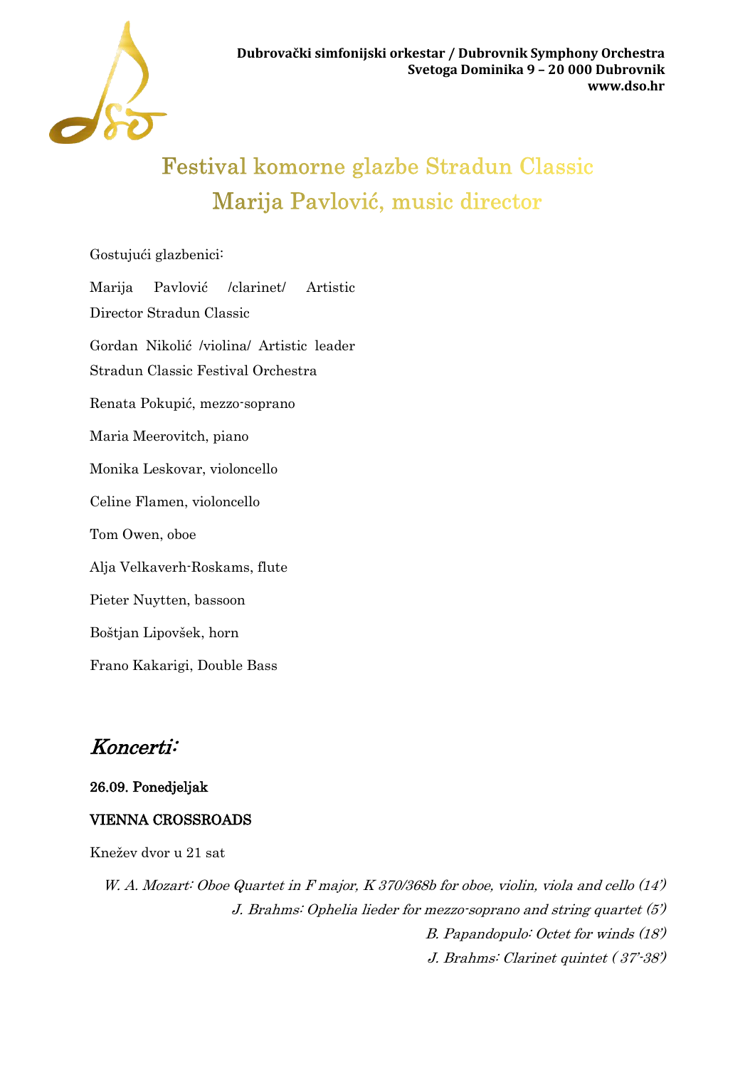**Dubrovački simfonijski orkestar / Dubrovnik Symphony Orchestra**
**Svetoga Dominika 9 – 20 000 Dubrovnik**
**www.dso.hr**

# Festival komorne glazbe Stradun Classic
# Marija Pavlović, music director

Gostujući glazbenici:

Marija Pavlović /clarinet/ Artistic Director Stradun Classic

Gordan Nikolić /violina/ Artistic leader Stradun Classic Festival Orchestra

Renata Pokupić, mezzo-soprano

Maria Meerovitch, piano

Monika Leskovar, violoncello

Celine Flamen, violoncello

Tom Owen, oboe

Alja Velkaverh-Roskams, flute

Pieter Nuytten, bassoon

Boštjan Lipovšek, horn

Frano Kakarigi, Double Bass

## *Koncerti:*

**26.09. Ponedjeljak**

**VIENNA CROSSROADS**

Knežev dvor u 21 sat

*W. A. Mozart: Oboe Quartet in F major, K 370/368b for oboe, violin, viola and cello (14')*

*J. Brahms: Ophelia lieder for mezzo-soprano and string quartet (5')*

*B. Papandopulo: Octet for winds (18')*

*J. Brahms: Clarinet quintet ( 37'-38')*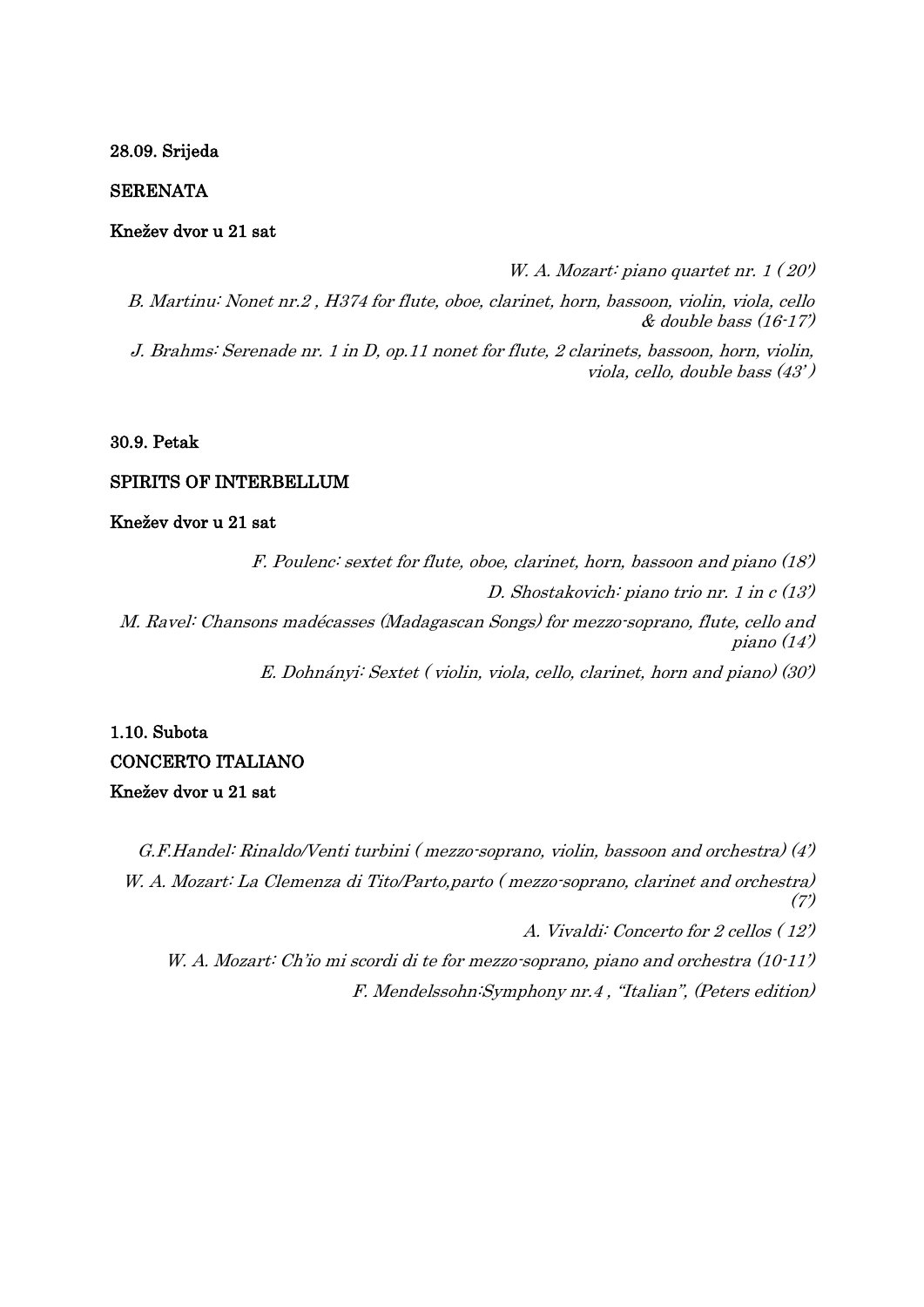**28.09. Srijeda**

**SERENATA**

**Knežev dvor u 21 sat**

*W. A. Mozart: piano quartet nr. 1 ( 20')*

*B. Martinu: Nonet nr.2 , H374 for flute, oboe, clarinet, horn, bassoon, violin, viola, cello & double bass (16-17')*

*J. Brahms: Serenade nr. 1 in D, op.11 nonet for flute, 2 clarinets, bassoon, horn, violin, viola, cello, double bass (43' )*

**30.9. Petak**

**SPIRITS OF INTERBELLUM**

**Knežev dvor u 21 sat**

*F. Poulenc: sextet for flute, oboe, clarinet, horn, bassoon and piano (18')*

*D. Shostakovich: piano trio nr. 1 in c (13')*

*M. Ravel: Chansons madécasses (Madagascan Songs) for mezzo-soprano, flute, cello and piano (14')*

*E. Dohnányi: Sextet ( violin, viola, cello, clarinet, horn and piano) (30')*

**1.10. Subota**

**CONCERTO ITALIANO**

**Knežev dvor u 21 sat**

*G.F.Handel: Rinaldo/Venti turbini ( mezzo-soprano, violin, bassoon and orchestra) (4')*

*W. A. Mozart: La Clemenza di Tito/Parto,parto ( mezzo-soprano, clarinet and orchestra) (7')*

*A. Vivaldi: Concerto for 2 cellos ( 12')*

*W. A. Mozart: Ch'io mi scordi di te for mezzo-soprano, piano and orchestra (10-11')*

*F. Mendelssohn:Symphony nr.4 , "Italian", (Peters edition)*